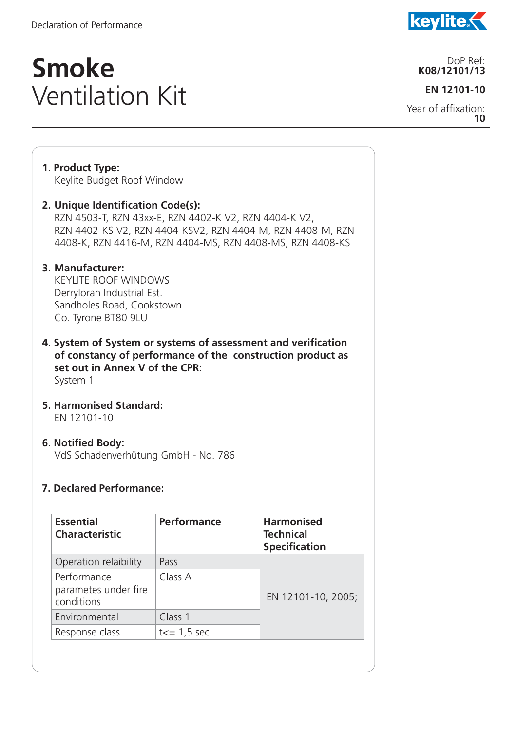# **Smoke** Ventilation Kit

DoP Ref: **K08/12101/13**

**EN 12101-10**

Year of affixation: **10**

**1. Product Type:**
Keylite Budget Roof Window

**2. Unique Identification Code(s):**
RZN 4503-T, RZN 43xx-E, RZN 4402-K V2, RZN 4404-K V2, RZN 4402-KS V2, RZN 4404-KSV2, RZN 4404-M, RZN 4408-M, RZN 4408-K, RZN 4416-M, RZN 4404-MS, RZN 4408-MS, RZN 4408-KS

**3. Manufacturer:**
KEYLITE ROOF WINDOWS
Derryloran Industrial Est.
Sandholes Road, Cookstown
Co. Tyrone BT80 9LU

**4. System of System or systems of assessment and verification of constancy of performance of the construction product as set out in Annex V of the CPR:**
System 1

**5. Harmonised Standard:**
EN 12101-10

**6. Notified Body:**
VdS Schadenverhütung GmbH - No. 786

**7. Declared Performance:**

| Essential Characteristic | Performance | Harmonised Technical Specification |
|---|---|---|
| Operation relaibility | Pass | EN 12101-10, 2005; |
| Performance parametes under fire conditions | Class A | |
| Environmental | Class 1 | |
| Response class | t<= 1,5 sec | |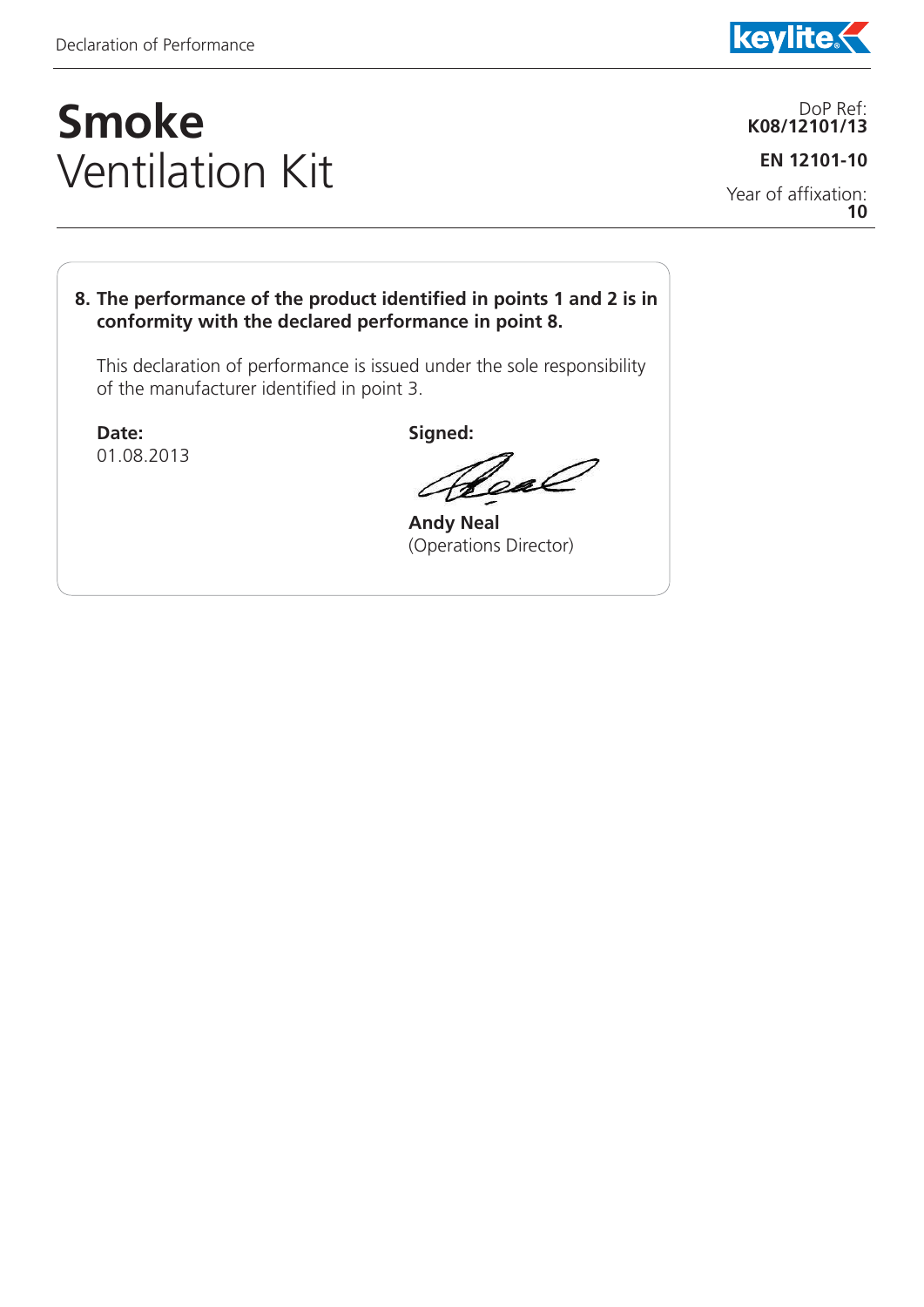# **Smoke** Ventilation Kit

DoP Ref:
**K08/12101/13**

**EN 12101-10**

Year of affixation:
**10**

**8. The performance of the product identified in points 1 and 2 is in conformity with the declared performance in point 8.**

This declaration of performance is issued under the sole responsibility of the manufacturer identified in point 3.

**Date:**
01.08.2013

**Signed:**

**Andy Neal**
(Operations Director)